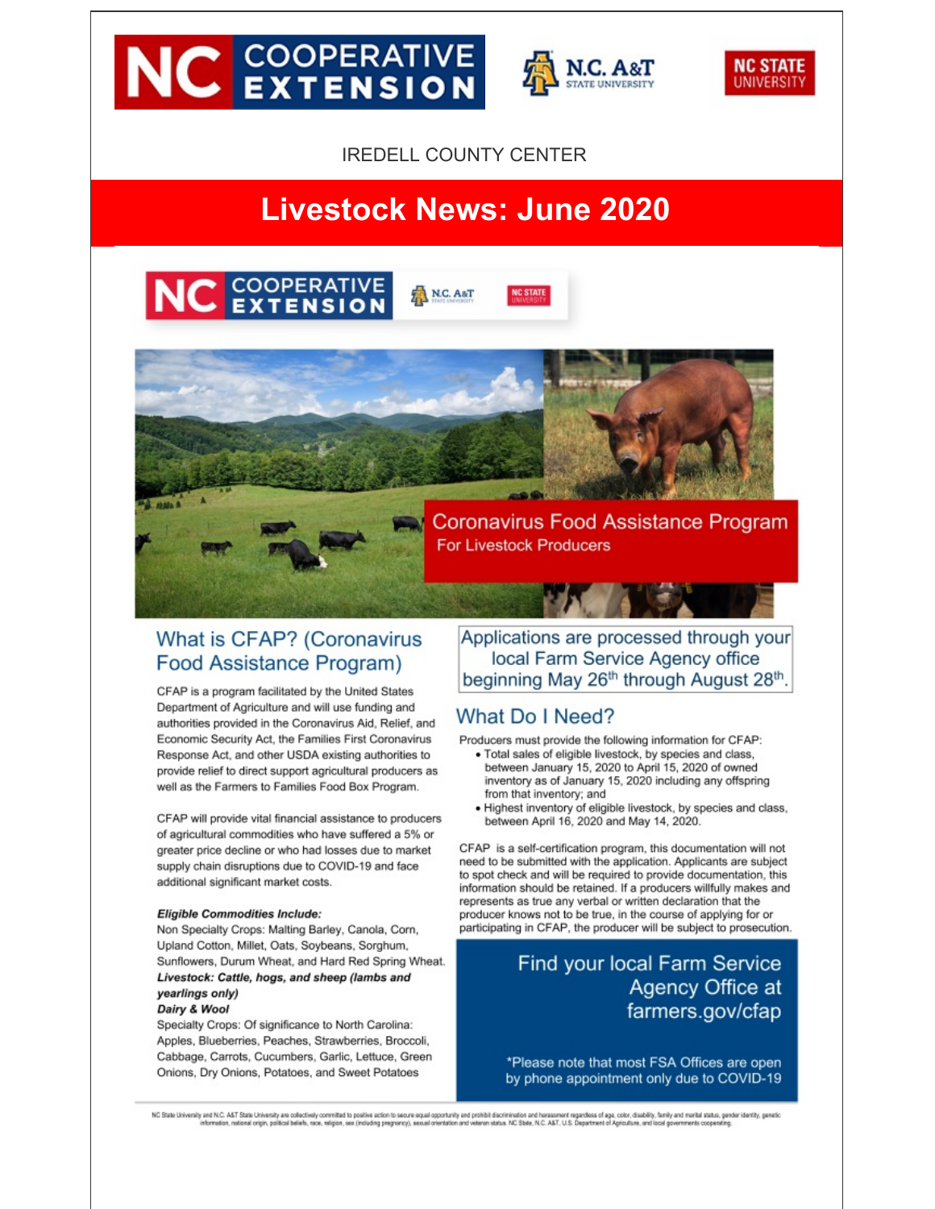IREDELL COUNTY CENTER

# Livestock News: June 2020

## Coronavirus Food Assistance Program

For Livestock Producers

## What is CFAP? (Coronavirus Food Assistance Program)

CFAP is a program facilitated by the United States Department of Agriculture and will use funding and authorities provided in the Coronavirus Aid, Relief, and Economic Security Act, the Families First Coronavirus Response Act, and other USDA existing authorities to provide relief to direct support agricultural producers as well as the Farmers to Families Food Box Program.

CFAP will provide vital financial assistance to producers of agricultural commodities who have suffered a 5% or greater price decline or who had losses due to market supply chain disruptions due to COVID-19 and face additional significant market costs.

***Eligible Commodities Include:***

Non Specialty Crops: Malting Barley, Canola, Corn, Upland Cotton, Millet, Oats, Soybeans, Sorghum, Sunflowers, Durum Wheat, and Hard Red Spring Wheat.

***Livestock: Cattle, hogs, and sheep (lambs and yearlings only)***

***Dairy & Wool***

Specialty Crops: Of significance to North Carolina: Apples, Blueberries, Peaches, Strawberries, Broccoli, Cabbage, Carrots, Cucumbers, Garlic, Lettuce, Green Onions, Dry Onions, Potatoes, and Sweet Potatoes

Applications are processed through your local Farm Service Agency office beginning May 26th through August 28th.

## What Do I Need?

Producers must provide the following information for CFAP:

- Total sales of eligible livestock, by species and class, between January 15, 2020 to April 15, 2020 of owned inventory as of January 15, 2020 including any offspring from that inventory; and
- Highest inventory of eligible livestock, by species and class, between April 16, 2020 and May 14, 2020.

CFAP is a self-certification program, this documentation will not need to be submitted with the application. Applicants are subject to spot check and will be required to provide documentation, this information should be retained. If a producers willfully makes and represents as true any verbal or written declaration that the producer knows not to be true, in the course of applying for or participating in CFAP, the producer will be subject to prosecution.

Find your local Farm Service Agency Office at farmers.gov/cfap

*Please note that most FSA Offices are open by phone appointment only due to COVID-19

NC State University and N.C. A&T State University are collectively committed to positive action to secure equal opportunity and prohibit discrimination and harassment regardless of age, color, disability, family and marital status, gender identity, genetic information, national origin, political beliefs, race, religion, sex (including pregnancy), sexual orientation and veteran status. NC State, N.C. A&T, U.S. Department of Agriculture, and local governments cooperating.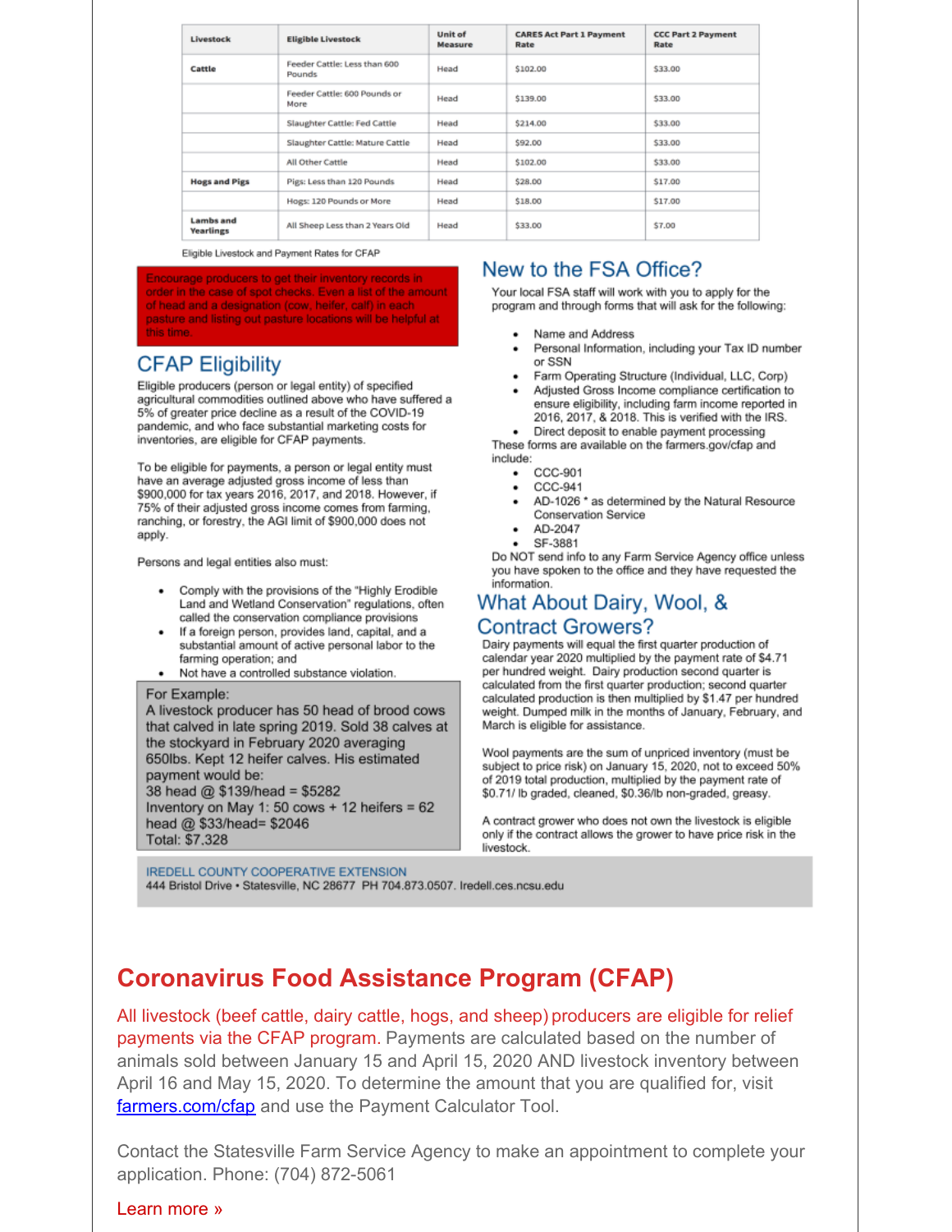| Livestock | Eligible Livestock | Unit of Measure | CARES Act Part 1 Payment Rate | CCC Part 2 Payment Rate |
|---|---|---|---|---|
| Cattle | Feeder Cattle: Less than 600 Pounds | Head | $102.00 | $33.00 |
| | Feeder Cattle: 600 Pounds or More | Head | $139.00 | $33.00 |
| | Slaughter Cattle: Fed Cattle | Head | $214.00 | $33.00 |
| | Slaughter Cattle: Mature Cattle | Head | $92.00 | $33.00 |
| | All Other Cattle | Head | $102.00 | $33.00 |
| Hogs and Pigs | Pigs: Less than 120 Pounds | Head | $28.00 | $17.00 |
| | Hogs: 120 Pounds or More | Head | $18.00 | $17.00 |
| Lambs and Yearlings | All Sheep Less than 2 Years Old | Head | $33.00 | $7.00 |

Eligible Livestock and Payment Rates for CFAP

Encourage producers to get their inventory records in order in the case of spot checks. Even a list of the amount of head and a designation (cow, heifer, calf) in each pasture and listing out pasture locations will be helpful at this time.

## CFAP Eligibility

Eligible producers (person or legal entity) of specified agricultural commodities outlined above who have suffered a 5% of greater price decline as a result of the COVID-19 pandemic, and who face substantial marketing costs for inventories, are eligible for CFAP payments.

To be eligible for payments, a person or legal entity must have an average adjusted gross income of less than $900,000 for tax years 2016, 2017, and 2018. However, if 75% of their adjusted gross income comes from farming, ranching, or forestry, the AGI limit of $900,000 does not apply.

Persons and legal entities also must:

- Comply with the provisions of the "Highly Erodible Land and Wetland Conservation" regulations, often called the conservation compliance provisions
- If a foreign person, provides land, capital, and a substantial amount of active personal labor to the farming operation; and
- Not have a controlled substance violation.

For Example:
A livestock producer has 50 head of brood cows that calved in late spring 2019. Sold 38 calves at the stockyard in February 2020 averaging 650lbs. Kept 12 heifer calves. His estimated payment would be:
38 head @ $139/head = $5282
Inventory on May 1: 50 cows + 12 heifers = 62 head @ $33/head= $2046
Total: $7,328

## New to the FSA Office?

Your local FSA staff will work with you to apply for the program and through forms that will ask for the following:

- Name and Address
- Personal Information, including your Tax ID number or SSN
- Farm Operating Structure (Individual, LLC, Corp)
- Adjusted Gross Income compliance certification to ensure eligibility, including farm income reported in 2016, 2017, & 2018. This is verified with the IRS.
- Direct deposit to enable payment processing

These forms are available on the farmers.gov/cfap and include:

- CCC-901
- CCC-941
- AD-1026 * as determined by the Natural Resource Conservation Service
- AD-2047
- SF-3881

Do NOT send info to any Farm Service Agency office unless you have spoken to the office and they have requested the information.

## What About Dairy, Wool, & Contract Growers?

Dairy payments will equal the first quarter production of calendar year 2020 multiplied by the payment rate of $4.71 per hundred weight. Dairy production second quarter is calculated from the first quarter production; second quarter calculated production is then multiplied by $1.47 per hundred weight. Dumped milk in the months of January, February, and March is eligible for assistance.

Wool payments are the sum of unpriced inventory (must be subject to price risk) on January 15, 2020, not to exceed 50% of 2019 total production, multiplied by the payment rate of $0.71/ lb graded, cleaned, $0.36/lb non-graded, greasy.

A contract grower who does not own the livestock is eligible only if the contract allows the grower to have price risk in the livestock.

IREDELL COUNTY COOPERATIVE EXTENSION
444 Bristol Drive • Statesville, NC 28677 PH 704.873.0507. Iredell.ces.ncsu.edu

## Coronavirus Food Assistance Program (CFAP)

All livestock (beef cattle, dairy cattle, hogs, and sheep) producers are eligible for relief payments via the CFAP program. Payments are calculated based on the number of animals sold between January 15 and April 15, 2020 AND livestock inventory between April 16 and May 15, 2020. To determine the amount that you are qualified for, visit farmers.com/cfap and use the Payment Calculator Tool.

Contact the Statesville Farm Service Agency to make an appointment to complete your application. Phone: (704) 872-5061

Learn more »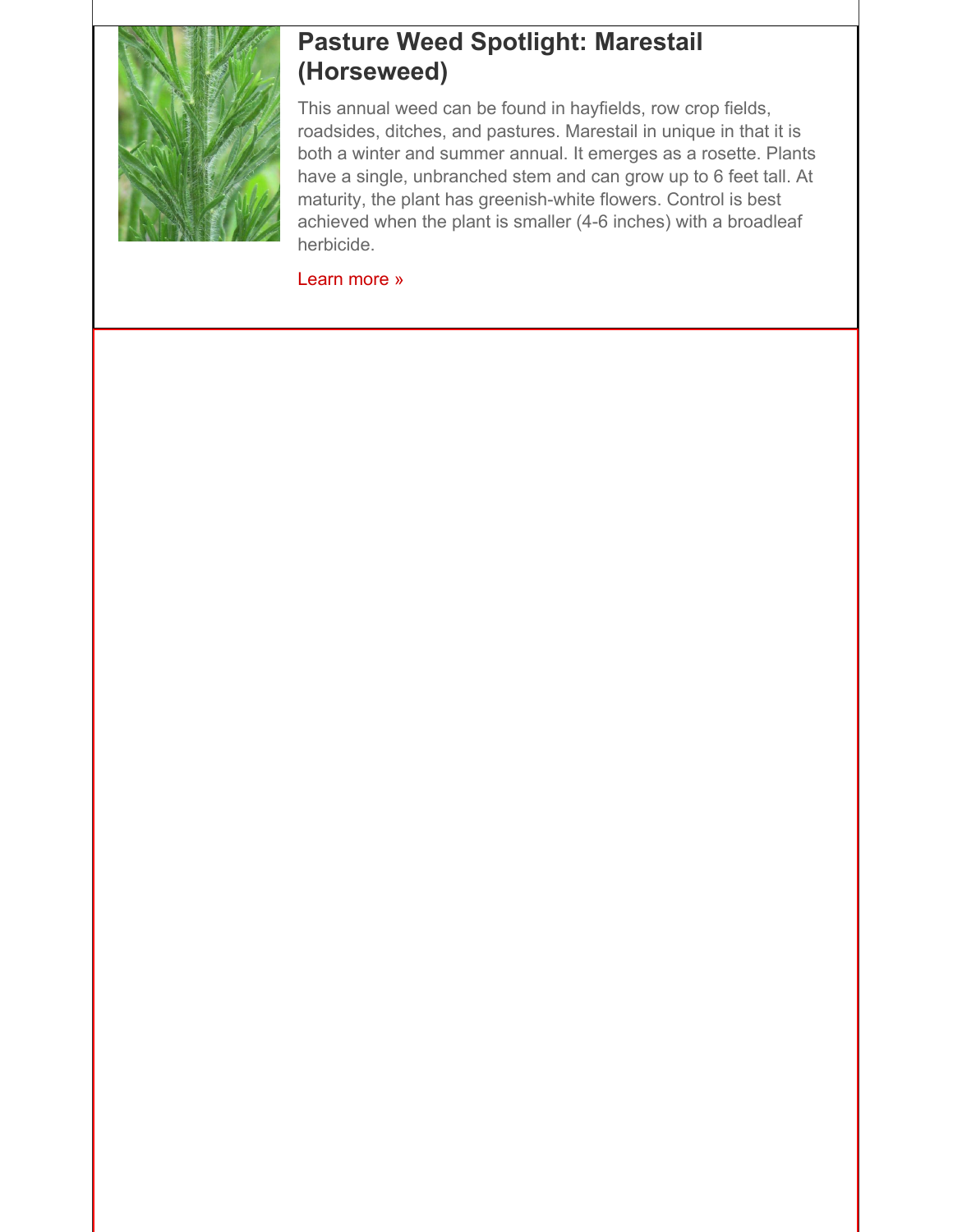## Pasture Weed Spotlight: Marestail (Horseweed)

This annual weed can be found in hayfields, row crop fields, roadsides, ditches, and pastures. Marestail in unique in that it is both a winter and summer annual. It emerges as a rosette. Plants have a single, unbranched stem and can grow up to 6 feet tall. At maturity, the plant has greenish-white flowers. Control is best achieved when the plant is smaller (4-6 inches) with a broadleaf herbicide.

Learn more »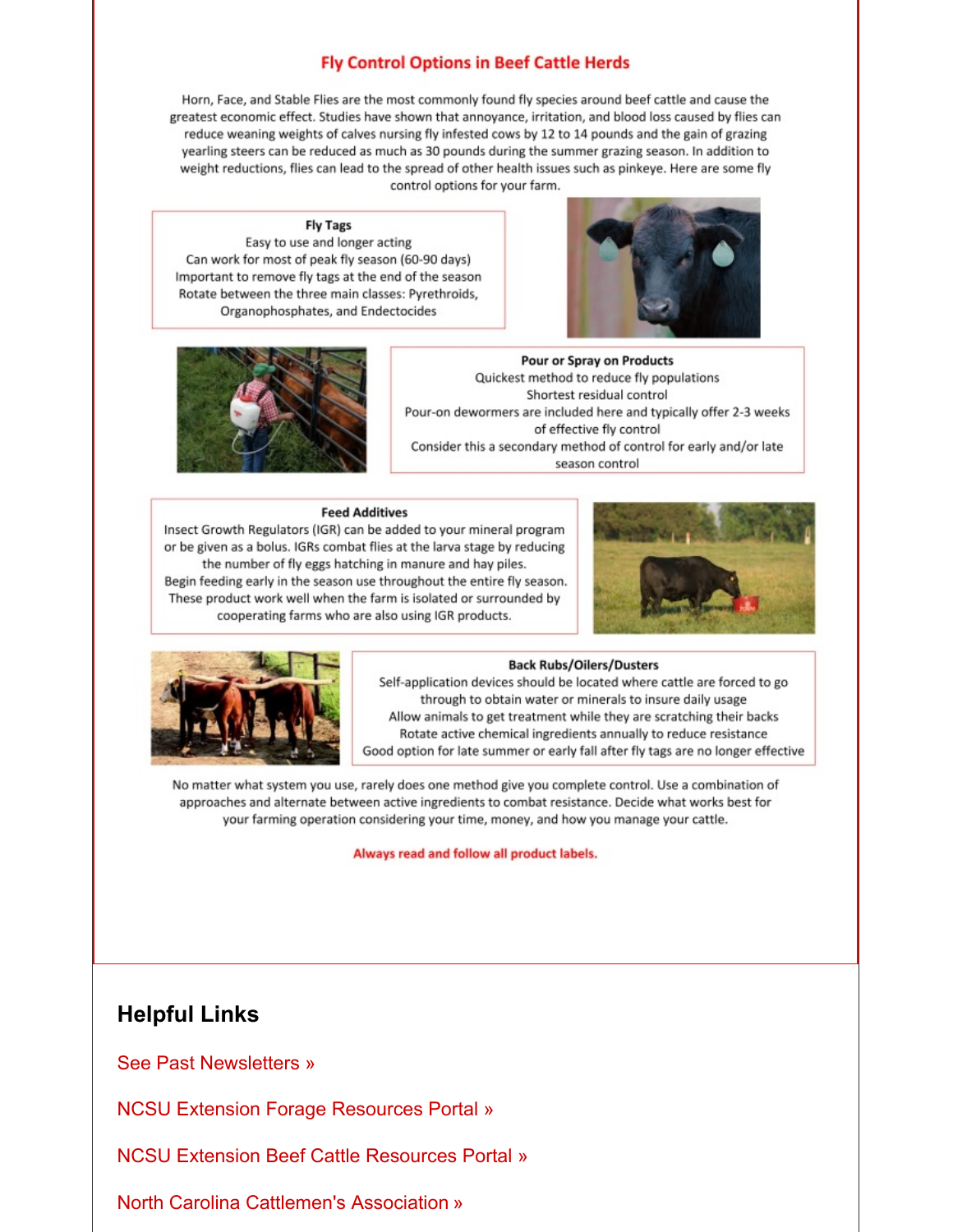## Fly Control Options in Beef Cattle Herds

Horn, Face, and Stable Flies are the most commonly found fly species around beef cattle and cause the greatest economic effect. Studies have shown that annoyance, irritation, and blood loss caused by flies can reduce weaning weights of calves nursing fly infested cows by 12 to 14 pounds and the gain of grazing yearling steers can be reduced as much as 30 pounds during the summer grazing season. In addition to weight reductions, flies can lead to the spread of other health issues such as pinkeye. Here are some fly control options for your farm.

**Fly Tags**

Easy to use and longer acting
Can work for most of peak fly season (60-90 days)
Important to remove fly tags at the end of the season
Rotate between the three main classes: Pyrethroids, Organophosphates, and Endectocides

**Pour or Spray on Products**

Quickest method to reduce fly populations
Shortest residual control
Pour-on dewormers are included here and typically offer 2-3 weeks of effective fly control
Consider this a secondary method of control for early and/or late season control

**Feed Additives**

Insect Growth Regulators (IGR) can be added to your mineral program or be given as a bolus. IGRs combat flies at the larva stage by reducing the number of fly eggs hatching in manure and hay piles.
Begin feeding early in the season use throughout the entire fly season.
These product work well when the farm is isolated or surrounded by cooperating farms who are also using IGR products.

**Back Rubs/Oilers/Dusters**

Self-application devices should be located where cattle are forced to go through to obtain water or minerals to insure daily usage
Allow animals to get treatment while they are scratching their backs
Rotate active chemical ingredients annually to reduce resistance
Good option for late summer or early fall after fly tags are no longer effective

No matter what system you use, rarely does one method give you complete control. Use a combination of approaches and alternate between active ingredients to combat resistance. Decide what works best for your farming operation considering your time, money, and how you manage your cattle.

**Always read and follow all product labels.**

## Helpful Links

See Past Newsletters »

NCSU Extension Forage Resources Portal »

NCSU Extension Beef Cattle Resources Portal »

North Carolina Cattlemen's Association »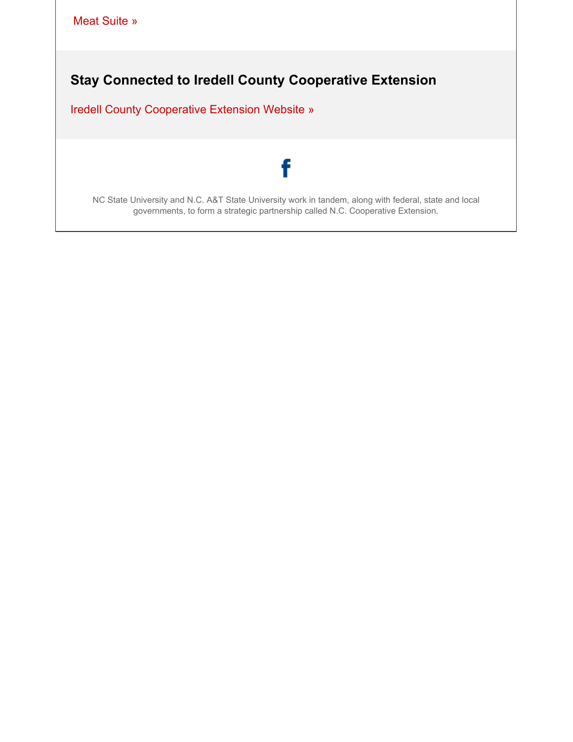Meat Suite »

## Stay Connected to Iredell County Cooperative Extension

Iredell County Cooperative Extension Website »

f

NC State University and N.C. A&T State University work in tandem, along with federal, state and local governments, to form a strategic partnership called N.C. Cooperative Extension.